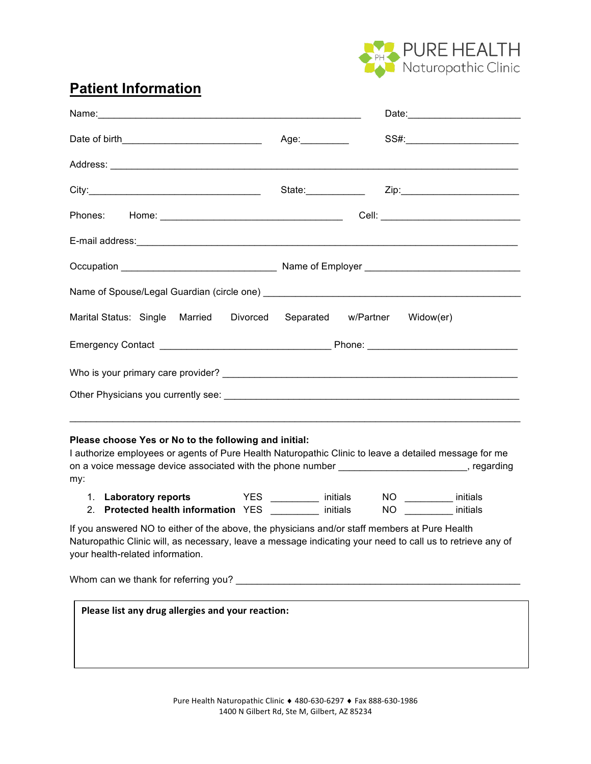PURE HEALTH
Naturopathic Clinic

## Patient Information

Name:_______________________________________________ Date:____________________

Date of birth________________________ Age:_________ SS#:_____________________

Address: ______________________________________________________________________

City:______________________________ State:___________ Zip:_____________________

Phones: Home: ________________________________ Cell: _________________________

E-mail address:__________________________________________________________________

Occupation ___________________________ Name of Employer ___________________________

Name of Spouse/Legal Guardian (circle one) ______________________________________________

Marital Status: Single Married Divorced Separated w/Partner Widow(er)

Emergency Contact ______________________________ Phone: ___________________________

Who is your primary care provider? _____________________________________________________

Other Physicians you currently see: _____________________________________________________

_____________________________________________________________________________

**Please choose Yes or No to the following and initial:**

I authorize employees or agents of Pure Health Naturopathic Clinic to leave a detailed message for me on a voice message device associated with the phone number ______________________, regarding my:

1. **Laboratory reports** YES _________ initials NO _________ initials
2. **Protected health information** YES _________ initials NO _________ initials

If you answered NO to either of the above, the physicians and/or staff members at Pure Health Naturopathic Clinic will, as necessary, leave a message indicating your need to call us to retrieve any of your health-related information.

Whom can we thank for referring you? ___________________________________________________

**Please list any drug allergies and your reaction:**

Pure Health Naturopathic Clinic ♦ 480-630-6297 ♦ Fax 888-630-1986
1400 N Gilbert Rd, Ste M, Gilbert, AZ 85234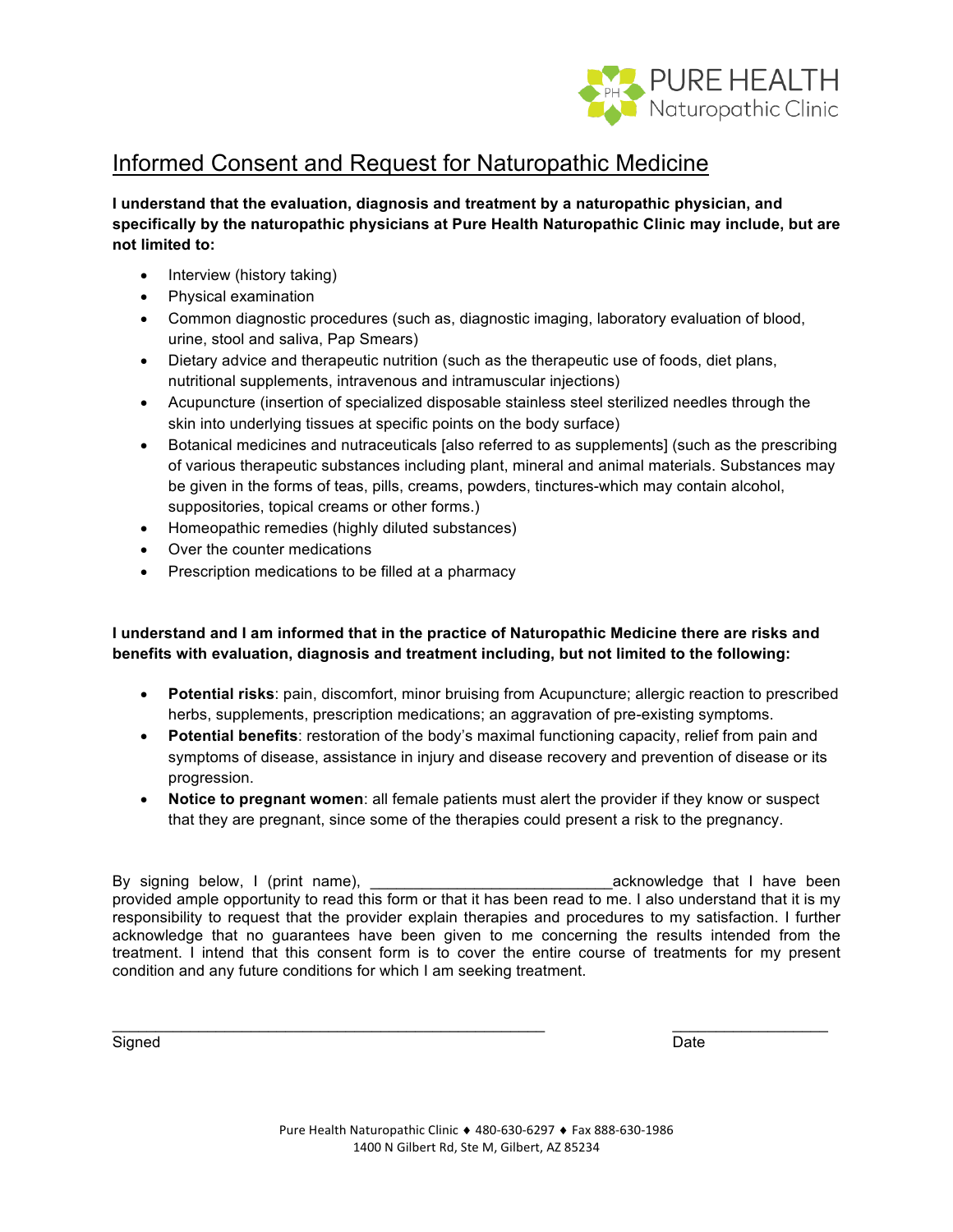PURE HEALTH
Naturopathic Clinic

# Informed Consent and Request for Naturopathic Medicine

**I understand that the evaluation, diagnosis and treatment by a naturopathic physician, and specifically by the naturopathic physicians at Pure Health Naturopathic Clinic may include, but are not limited to:**

- Interview (history taking)
- Physical examination
- Common diagnostic procedures (such as, diagnostic imaging, laboratory evaluation of blood, urine, stool and saliva, Pap Smears)
- Dietary advice and therapeutic nutrition (such as the therapeutic use of foods, diet plans, nutritional supplements, intravenous and intramuscular injections)
- Acupuncture (insertion of specialized disposable stainless steel sterilized needles through the skin into underlying tissues at specific points on the body surface)
- Botanical medicines and nutraceuticals [also referred to as supplements] (such as the prescribing of various therapeutic substances including plant, mineral and animal materials. Substances may be given in the forms of teas, pills, creams, powders, tinctures-which may contain alcohol, suppositories, topical creams or other forms.)
- Homeopathic remedies (highly diluted substances)
- Over the counter medications
- Prescription medications to be filled at a pharmacy

**I understand and I am informed that in the practice of Naturopathic Medicine there are risks and benefits with evaluation, diagnosis and treatment including, but not limited to the following:**

- **Potential risks**: pain, discomfort, minor bruising from Acupuncture; allergic reaction to prescribed herbs, supplements, prescription medications; an aggravation of pre-existing symptoms.
- **Potential benefits**: restoration of the body's maximal functioning capacity, relief from pain and symptoms of disease, assistance in injury and disease recovery and prevention of disease or its progression.
- **Notice to pregnant women**: all female patients must alert the provider if they know or suspect that they are pregnant, since some of the therapies could present a risk to the pregnancy.

By signing below, I (print name), ___________________________acknowledge that I have been provided ample opportunity to read this form or that it has been read to me. I also understand that it is my responsibility to request that the provider explain therapies and procedures to my satisfaction. I further acknowledge that no guarantees have been given to me concerning the results intended from the treatment. I intend that this consent form is to cover the entire course of treatments for my present condition and any future conditions for which I am seeking treatment.

_________________________________________________ ________________

Signed Date

Pure Health Naturopathic Clinic ♦ 480-630-6297 ♦ Fax 888-630-1986
1400 N Gilbert Rd, Ste M, Gilbert, AZ 85234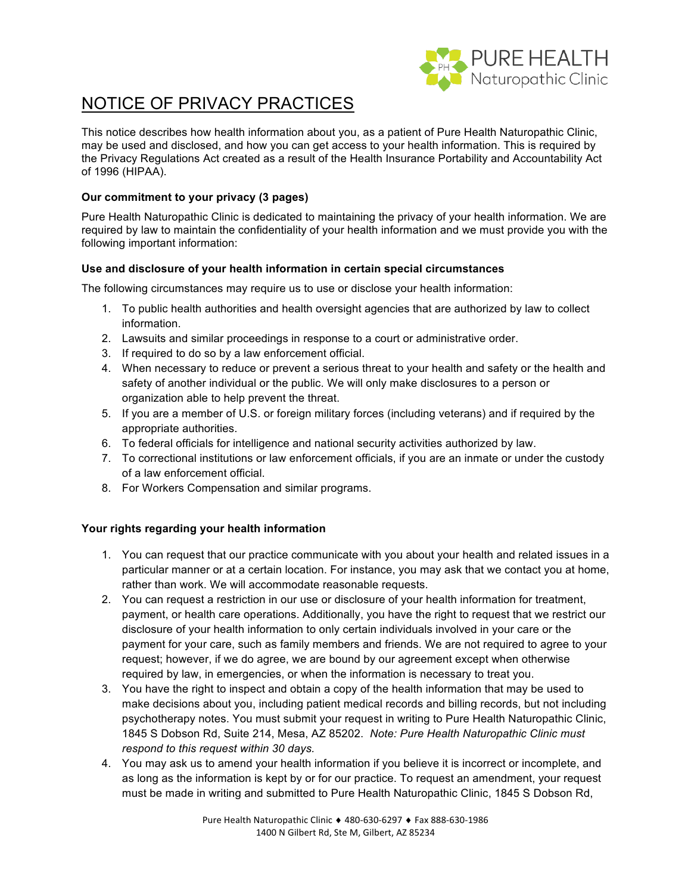# NOTICE OF PRIVACY PRACTICES

This notice describes how health information about you, as a patient of Pure Health Naturopathic Clinic, may be used and disclosed, and how you can get access to your health information. This is required by the Privacy Regulations Act created as a result of the Health Insurance Portability and Accountability Act of 1996 (HIPAA).

**Our commitment to your privacy (3 pages)**

Pure Health Naturopathic Clinic is dedicated to maintaining the privacy of your health information. We are required by law to maintain the confidentiality of your health information and we must provide you with the following important information:

**Use and disclosure of your health information in certain special circumstances**

The following circumstances may require us to use or disclose your health information:

1. To public health authorities and health oversight agencies that are authorized by law to collect information.
2. Lawsuits and similar proceedings in response to a court or administrative order.
3. If required to do so by a law enforcement official.
4. When necessary to reduce or prevent a serious threat to your health and safety or the health and safety of another individual or the public. We will only make disclosures to a person or organization able to help prevent the threat.
5. If you are a member of U.S. or foreign military forces (including veterans) and if required by the appropriate authorities.
6. To federal officials for intelligence and national security activities authorized by law.
7. To correctional institutions or law enforcement officials, if you are an inmate or under the custody of a law enforcement official.
8. For Workers Compensation and similar programs.

**Your rights regarding your health information**

1. You can request that our practice communicate with you about your health and related issues in a particular manner or at a certain location. For instance, you may ask that we contact you at home, rather than work. We will accommodate reasonable requests.
2. You can request a restriction in our use or disclosure of your health information for treatment, payment, or health care operations. Additionally, you have the right to request that we restrict our disclosure of your health information to only certain individuals involved in your care or the payment for your care, such as family members and friends. We are not required to agree to your request; however, if we do agree, we are bound by our agreement except when otherwise required by law, in emergencies, or when the information is necessary to treat you.
3. You have the right to inspect and obtain a copy of the health information that may be used to make decisions about you, including patient medical records and billing records, but not including psychotherapy notes. You must submit your request in writing to Pure Health Naturopathic Clinic, 1845 S Dobson Rd, Suite 214, Mesa, AZ 85202. *Note: Pure Health Naturopathic Clinic must respond to this request within 30 days.*
4. You may ask us to amend your health information if you believe it is incorrect or incomplete, and as long as the information is kept by or for our practice. To request an amendment, your request must be made in writing and submitted to Pure Health Naturopathic Clinic, 1845 S Dobson Rd,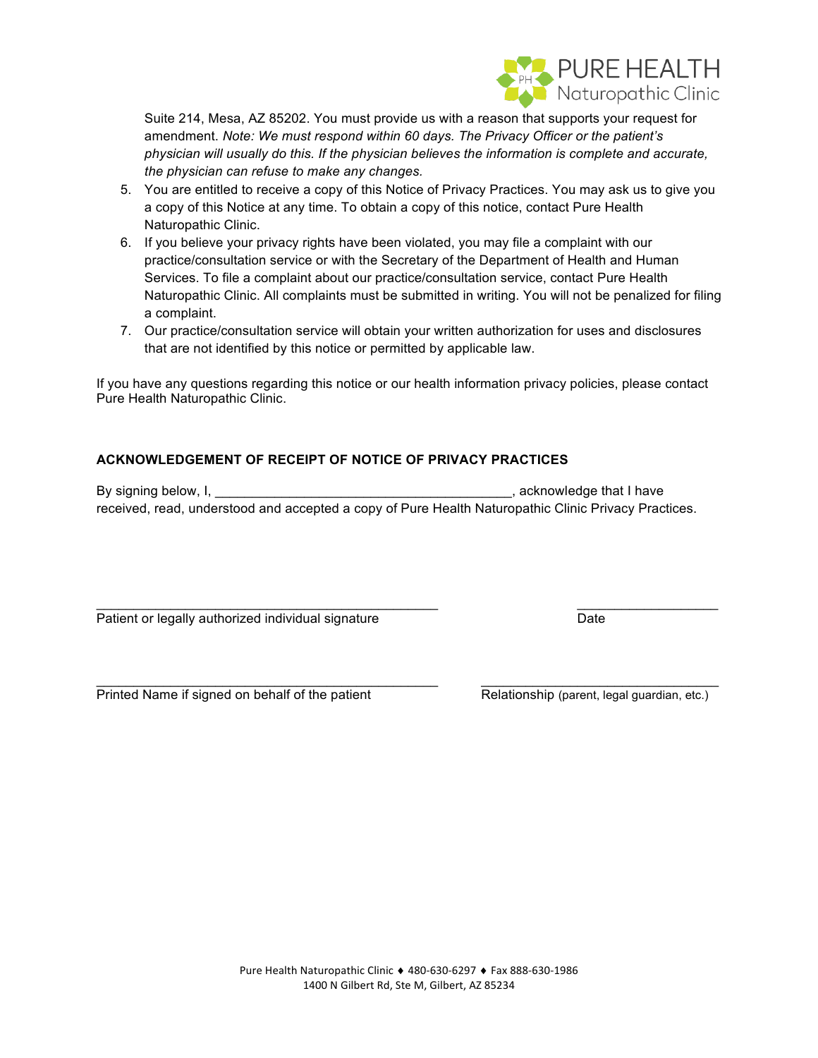Suite 214, Mesa, AZ 85202. You must provide us with a reason that supports your request for amendment. *Note: We must respond within 60 days. The Privacy Officer or the patient's physician will usually do this. If the physician believes the information is complete and accurate, the physician can refuse to make any changes.*

5. You are entitled to receive a copy of this Notice of Privacy Practices. You may ask us to give you a copy of this Notice at any time. To obtain a copy of this notice, contact Pure Health Naturopathic Clinic.
6. If you believe your privacy rights have been violated, you may file a complaint with our practice/consultation service or with the Secretary of the Department of Health and Human Services. To file a complaint about our practice/consultation service, contact Pure Health Naturopathic Clinic. All complaints must be submitted in writing. You will not be penalized for filing a complaint.
7. Our practice/consultation service will obtain your written authorization for uses and disclosures that are not identified by this notice or permitted by applicable law.

If you have any questions regarding this notice or our health information privacy policies, please contact Pure Health Naturopathic Clinic.

**ACKNOWLEDGEMENT OF RECEIPT OF NOTICE OF PRIVACY PRACTICES**

By signing below, I, ________________________________________, acknowledge that I have received, read, understood and accepted a copy of Pure Health Naturopathic Clinic Privacy Practices.

______________________________________________ ___________________

Patient or legally authorized individual signature Date

______________________________________________ ________________________________

Printed Name if signed on behalf of the patient Relationship (parent, legal guardian, etc.)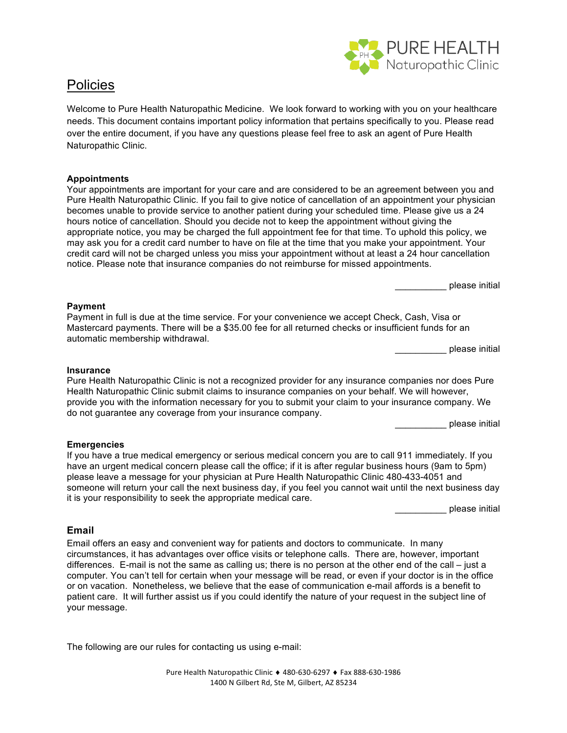PURE HEALTH
Naturopathic Clinic

# Policies

Welcome to Pure Health Naturopathic Medicine. We look forward to working with you on your healthcare needs. This document contains important policy information that pertains specifically to you. Please read over the entire document, if you have any questions please feel free to ask an agent of Pure Health Naturopathic Clinic.

**Appointments**

Your appointments are important for your care and are considered to be an agreement between you and Pure Health Naturopathic Clinic. If you fail to give notice of cancellation of an appointment your physician becomes unable to provide service to another patient during your scheduled time. Please give us a 24 hours notice of cancellation. Should you decide not to keep the appointment without giving the appropriate notice, you may be charged the full appointment fee for that time. To uphold this policy, we may ask you for a credit card number to have on file at the time that you make your appointment. Your credit card will not be charged unless you miss your appointment without at least a 24 hour cancellation notice. Please note that insurance companies do not reimburse for missed appointments.

__________ please initial

**Payment**

Payment in full is due at the time service. For your convenience we accept Check, Cash, Visa or Mastercard payments. There will be a $35.00 fee for all returned checks or insufficient funds for an automatic membership withdrawal.

__________ please initial

**Insurance**

Pure Health Naturopathic Clinic is not a recognized provider for any insurance companies nor does Pure Health Naturopathic Clinic submit claims to insurance companies on your behalf. We will however, provide you with the information necessary for you to submit your claim to your insurance company. We do not guarantee any coverage from your insurance company.

__________ please initial

**Emergencies**

If you have a true medical emergency or serious medical concern you are to call 911 immediately. If you have an urgent medical concern please call the office; if it is after regular business hours (9am to 5pm) please leave a message for your physician at Pure Health Naturopathic Clinic 480-433-4051 and someone will return your call the next business day, if you feel you cannot wait until the next business day it is your responsibility to seek the appropriate medical care.

__________ please initial

**Email**

Email offers an easy and convenient way for patients and doctors to communicate. In many circumstances, it has advantages over office visits or telephone calls. There are, however, important differences. E-mail is not the same as calling us; there is no person at the other end of the call – just a computer. You can't tell for certain when your message will be read, or even if your doctor is in the office or on vacation. Nonetheless, we believe that the ease of communication e-mail affords is a benefit to patient care. It will further assist us if you could identify the nature of your request in the subject line of your message.

The following are our rules for contacting us using e-mail:

Pure Health Naturopathic Clinic ♦ 480-630-6297 ♦ Fax 888-630-1986
1400 N Gilbert Rd, Ste M, Gilbert, AZ 85234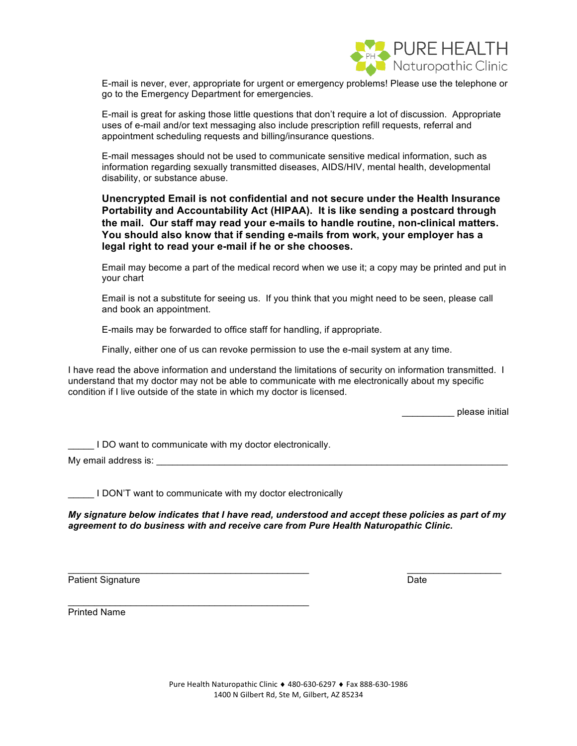PURE HEALTH
Naturopathic Clinic

E-mail is never, ever, appropriate for urgent or emergency problems! Please use the telephone or go to the Emergency Department for emergencies.

E-mail is great for asking those little questions that don't require a lot of discussion. Appropriate uses of e-mail and/or text messaging also include prescription refill requests, referral and appointment scheduling requests and billing/insurance questions.

E-mail messages should not be used to communicate sensitive medical information, such as information regarding sexually transmitted diseases, AIDS/HIV, mental health, developmental disability, or substance abuse.

**Unencrypted Email is not confidential and not secure under the Health Insurance Portability and Accountability Act (HIPAA). It is like sending a postcard through the mail. Our staff may read your e-mails to handle routine, non-clinical matters. You should also know that if sending e-mails from work, your employer has a legal right to read your e-mail if he or she chooses.**

Email may become a part of the medical record when we use it; a copy may be printed and put in your chart

Email is not a substitute for seeing us. If you think that you might need to be seen, please call and book an appointment.

E-mails may be forwarded to office staff for handling, if appropriate.

Finally, either one of us can revoke permission to use the e-mail system at any time.

I have read the above information and understand the limitations of security on information transmitted. I understand that my doctor may not be able to communicate with me electronically about my specific condition if I live outside of the state in which my doctor is licensed.

__________ please initial

_____ I DO want to communicate with my doctor electronically.

My email address is: ______________________________________________________________________

_____ I DON'T want to communicate with my doctor electronically

***My signature below indicates that I have read, understood and accept these policies as part of my agreement to do business with and receive care from Pure Health Naturopathic Clinic.***

_______________________________________________ ___________________

Patient Signature Date

_______________________________________________

Printed Name

Pure Health Naturopathic Clinic ♦ 480-630-6297 ♦ Fax 888-630-1986
1400 N Gilbert Rd, Ste M, Gilbert, AZ 85234